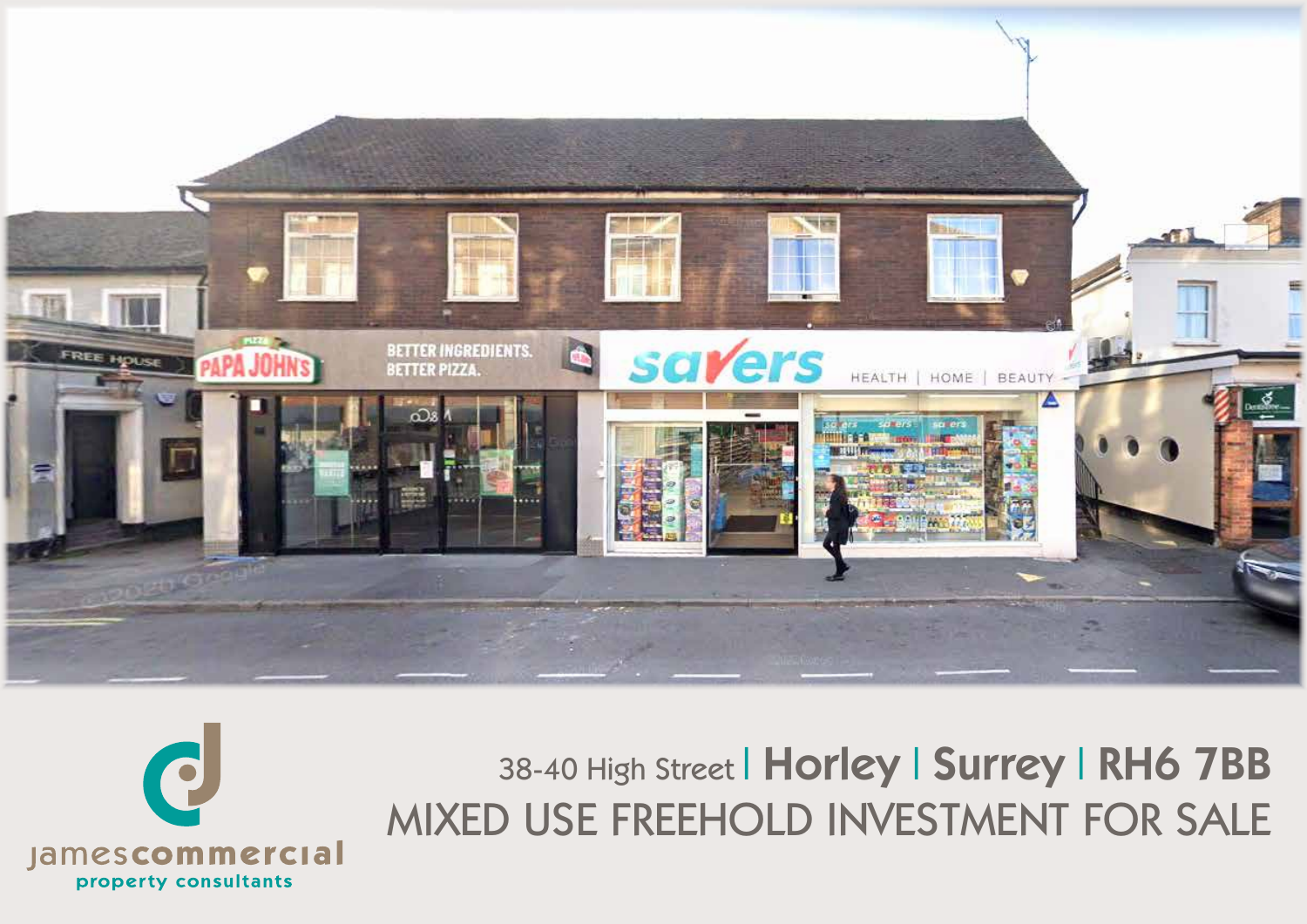38-40 High Street | **Horley** | **Surrey** | **RH6 7BB**

# MIXED USE FREEHOLD INVESTMENT FOR SALE

james**commercial**
property consultants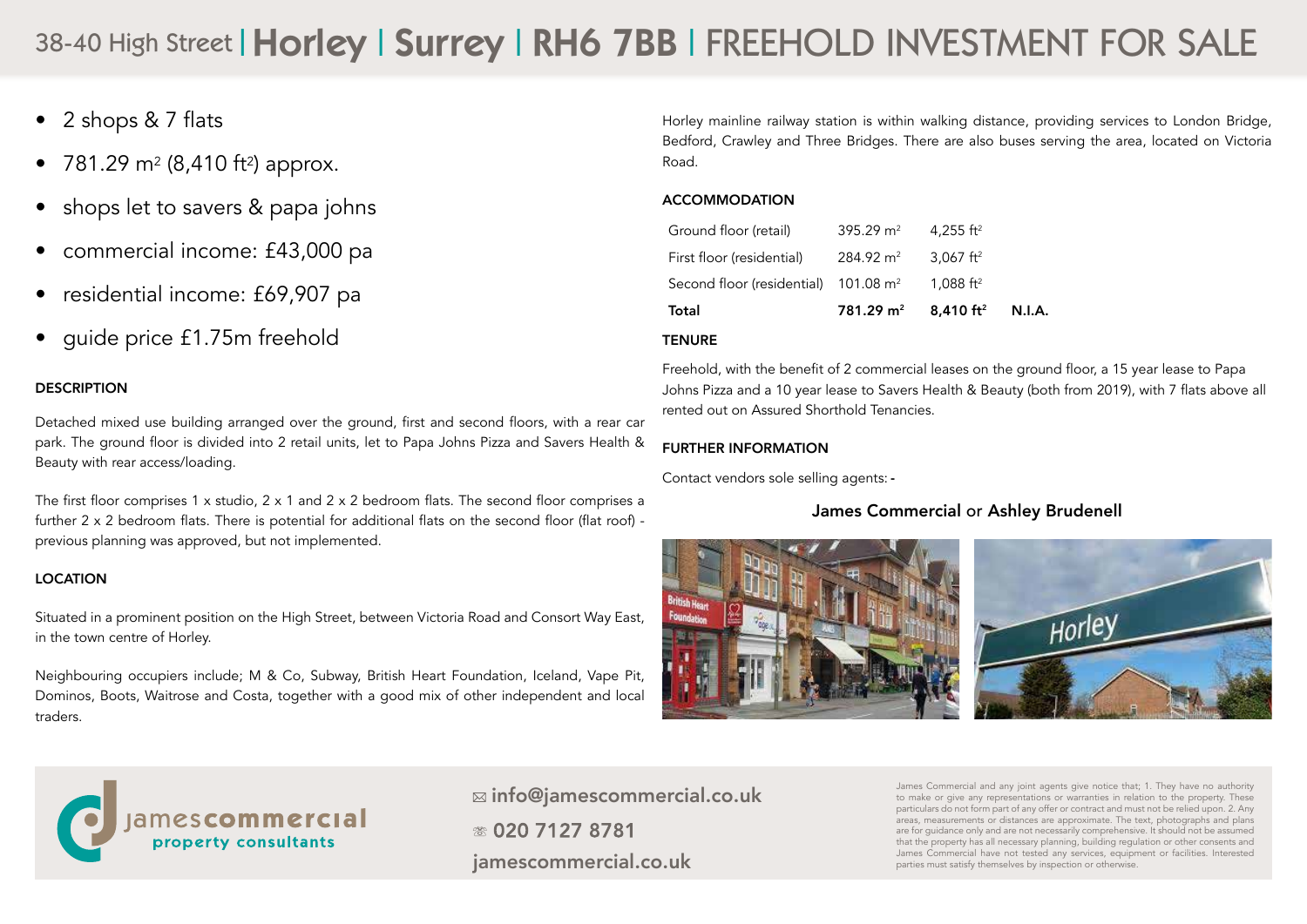# 38-40 High Street | Horley | Surrey | RH6 7BB | FREEHOLD INVESTMENT FOR SALE

- 2 shops & 7 flats
- 781.29 m² (8,410 ft²) approx.
- shops let to savers & papa johns
- commercial income: £43,000 pa
- residential income: £69,907 pa
- guide price £1.75m freehold

### DESCRIPTION

Detached mixed use building arranged over the ground, first and second floors, with a rear car park. The ground floor is divided into 2 retail units, let to Papa Johns Pizza and Savers Health & Beauty with rear access/loading.

The first floor comprises 1 x studio, 2 x 1 and 2 x 2 bedroom flats. The second floor comprises a further 2 x 2 bedroom flats. There is potential for additional flats on the second floor (flat roof) - previous planning was approved, but not implemented.

### LOCATION

Situated in a prominent position on the High Street, between Victoria Road and Consort Way East, in the town centre of Horley.

Neighbouring occupiers include; M & Co, Subway, British Heart Foundation, Iceland, Vape Pit, Dominos, Boots, Waitrose and Costa, together with a good mix of other independent and local traders.

Horley mainline railway station is within walking distance, providing services to London Bridge, Bedford, Crawley and Three Bridges. There are also buses serving the area, located on Victoria Road.

### ACCOMMODATION

| | | | |
|---|---|---|---|
| Ground floor (retail) | 395.29 m² | 4,255 ft² | |
| First floor (residential) | 284.92 m² | 3,067 ft² | |
| Second floor (residential) | 101.08 m² | 1,088 ft² | |
| **Total** | **781.29 m²** | **8,410 ft²** | **N.I.A.** |

### TENURE

Freehold, with the benefit of 2 commercial leases on the ground floor, a 15 year lease to Papa Johns Pizza and a 10 year lease to Savers Health & Beauty (both from 2019), with 7 flats above all rented out on Assured Shorthold Tenancies.

### FURTHER INFORMATION

Contact vendors sole selling agents: -

**James Commercial** or **Ashley Brudenell**

jamescommercial property consultants

info@jamescommercial.co.uk

020 7127 8781

jamescommercial.co.uk

James Commercial and any joint agents give notice that; 1. They have no authority to make or give any representations or warranties in relation to the property. These particulars do not form part of any offer or contract and must not be relied upon. 2. Any areas, measurements or distances are approximate. The text, photographs and plans are for guidance only and are not necessarily comprehensive. It should not be assumed that the property has all necessary planning, building regulation or other consents and James Commercial have not tested any services, equipment or facilities. Interested parties must satisfy themselves by inspection or otherwise.